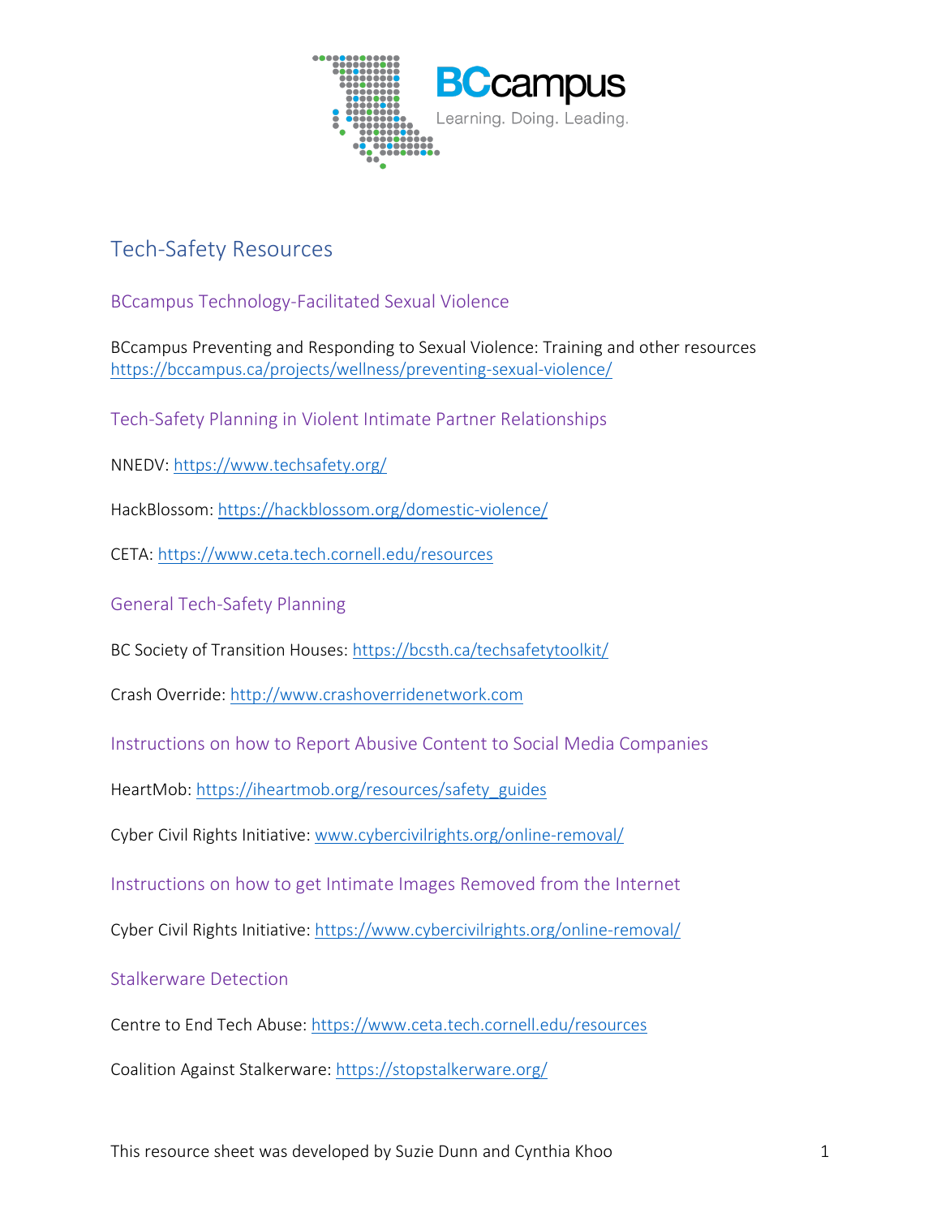# Tech-Safety Resources

## BCcampus Technology-Facilitated Sexual Violence

BCcampus Preventing and Responding to Sexual Violence: Training and other resources
https://bccampus.ca/projects/wellness/preventing-sexual-violence/

## Tech-Safety Planning in Violent Intimate Partner Relationships

NNEDV: https://www.techsafety.org/

HackBlossom: https://hackblossom.org/domestic-violence/

CETA: https://www.ceta.tech.cornell.edu/resources

## General Tech-Safety Planning

BC Society of Transition Houses: https://bcsth.ca/techsafetytoolkit/

Crash Override: http://www.crashoverridenetwork.com

## Instructions on how to Report Abusive Content to Social Media Companies

HeartMob: https://iheartmob.org/resources/safety_guides

Cyber Civil Rights Initiative: www.cybercivilrights.org/online-removal/

## Instructions on how to get Intimate Images Removed from the Internet

Cyber Civil Rights Initiative: https://www.cybercivilrights.org/online-removal/

## Stalkerware Detection

Centre to End Tech Abuse: https://www.ceta.tech.cornell.edu/resources

Coalition Against Stalkerware: https://stopstalkerware.org/

This resource sheet was developed by Suzie Dunn and Cynthia Khoo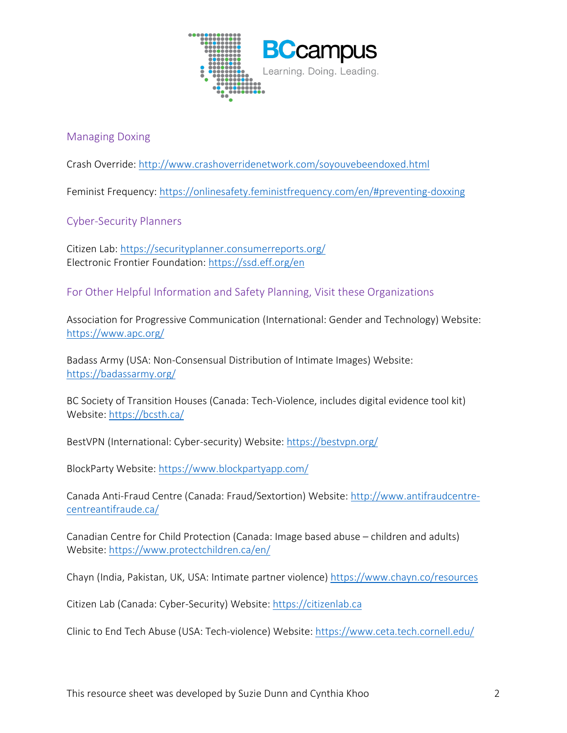## Managing Doxing

Crash Override: http://www.crashoverridenetwork.com/soyouvebeendoxed.html

Feminist Frequency: https://onlinesafety.feministfrequency.com/en/#preventing-doxxing

## Cyber-Security Planners

Citizen Lab: https://securityplanner.consumerreports.org/
Electronic Frontier Foundation: https://ssd.eff.org/en

## For Other Helpful Information and Safety Planning, Visit these Organizations

Association for Progressive Communication (International: Gender and Technology) Website: https://www.apc.org/

Badass Army (USA: Non-Consensual Distribution of Intimate Images) Website: https://badassarmy.org/

BC Society of Transition Houses (Canada: Tech-Violence, includes digital evidence tool kit) Website: https://bcsth.ca/

BestVPN (International: Cyber-security) Website: https://bestvpn.org/

BlockParty Website: https://www.blockpartyapp.com/

Canada Anti-Fraud Centre (Canada: Fraud/Sextortion) Website: http://www.antifraudcentre-centreantifraude.ca/

Canadian Centre for Child Protection (Canada: Image based abuse – children and adults) Website: https://www.protectchildren.ca/en/

Chayn (India, Pakistan, UK, USA: Intimate partner violence) https://www.chayn.co/resources

Citizen Lab (Canada: Cyber-Security) Website: https://citizenlab.ca

Clinic to End Tech Abuse (USA: Tech-violence) Website: https://www.ceta.tech.cornell.edu/

This resource sheet was developed by Suzie Dunn and Cynthia Khoo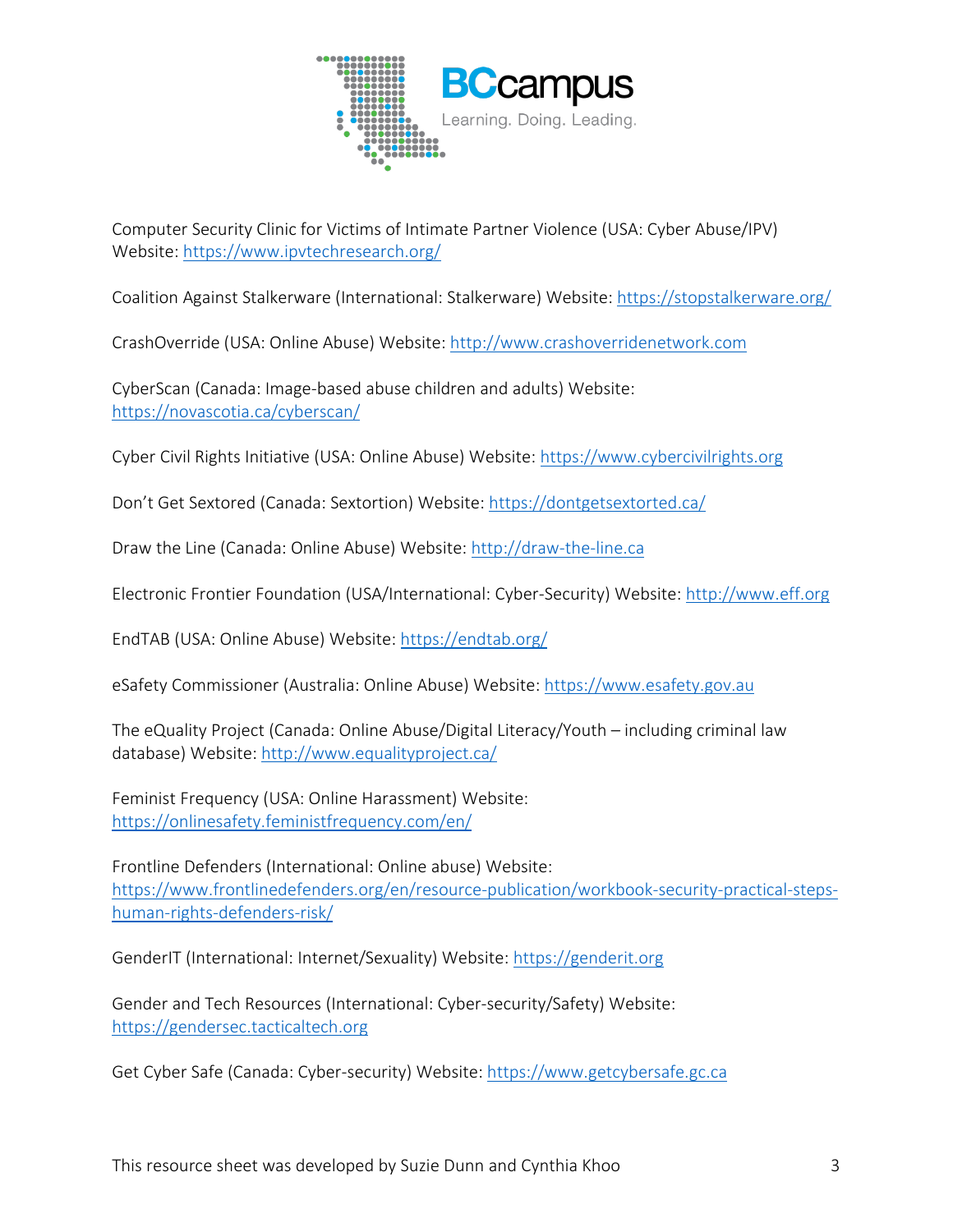Computer Security Clinic for Victims of Intimate Partner Violence (USA: Cyber Abuse/IPV) Website: https://www.ipvtechresearch.org/

Coalition Against Stalkerware (International: Stalkerware) Website: https://stopstalkerware.org/

CrashOverride (USA: Online Abuse) Website: http://www.crashoverridenetwork.com

CyberScan (Canada: Image-based abuse children and adults) Website: https://novascotia.ca/cyberscan/

Cyber Civil Rights Initiative (USA: Online Abuse) Website: https://www.cybercivilrights.org

Don't Get Sextored (Canada: Sextortion) Website: https://dontgetsextorted.ca/

Draw the Line (Canada: Online Abuse) Website: http://draw-the-line.ca

Electronic Frontier Foundation (USA/International: Cyber-Security) Website: http://www.eff.org

EndTAB (USA: Online Abuse) Website: https://endtab.org/

eSafety Commissioner (Australia: Online Abuse) Website: https://www.esafety.gov.au

The eQuality Project (Canada: Online Abuse/Digital Literacy/Youth – including criminal law database) Website: http://www.equalityproject.ca/

Feminist Frequency (USA: Online Harassment) Website: https://onlinesafety.feministfrequency.com/en/

Frontline Defenders (International: Online abuse) Website: https://www.frontlinedefenders.org/en/resource-publication/workbook-security-practical-steps-human-rights-defenders-risk/

GenderIT (International: Internet/Sexuality) Website: https://genderit.org

Gender and Tech Resources (International: Cyber-security/Safety) Website: https://gendersec.tacticaltech.org

Get Cyber Safe (Canada: Cyber-security) Website: https://www.getcybersafe.gc.ca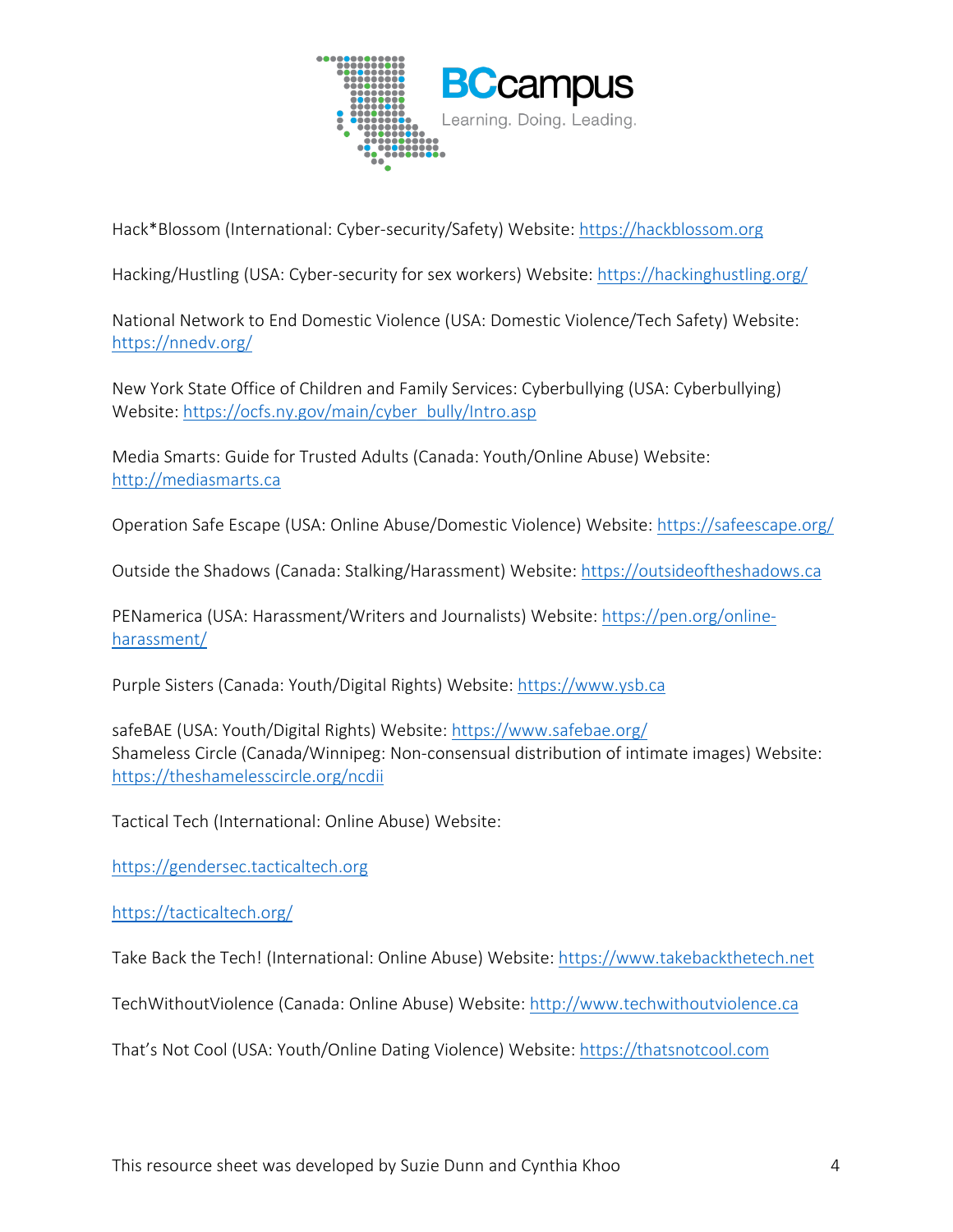Hack*Blossom (International: Cyber-security/Safety) Website: https://hackblossom.org

Hacking/Hustling (USA: Cyber-security for sex workers) Website: https://hackinghustling.org/

National Network to End Domestic Violence (USA: Domestic Violence/Tech Safety) Website: https://nnedv.org/

New York State Office of Children and Family Services: Cyberbullying (USA: Cyberbullying) Website: https://ocfs.ny.gov/main/cyber_bully/Intro.asp

Media Smarts: Guide for Trusted Adults (Canada: Youth/Online Abuse) Website: http://mediasmarts.ca

Operation Safe Escape (USA: Online Abuse/Domestic Violence) Website: https://safeescape.org/

Outside the Shadows (Canada: Stalking/Harassment) Website: https://outsideoftheshadows.ca

PENamerica (USA: Harassment/Writers and Journalists) Website: https://pen.org/online-harassment/

Purple Sisters (Canada: Youth/Digital Rights) Website: https://www.ysb.ca

safeBAE (USA: Youth/Digital Rights) Website: https://www.safebae.org/
Shameless Circle (Canada/Winnipeg: Non-consensual distribution of intimate images) Website: https://theshamelesscircle.org/ncdii

Tactical Tech (International: Online Abuse) Website:

https://gendersec.tacticaltech.org

https://tacticaltech.org/

Take Back the Tech! (International: Online Abuse) Website: https://www.takebackthetech.net

TechWithoutViolence (Canada: Online Abuse) Website: http://www.techwithoutviolence.ca

That's Not Cool (USA: Youth/Online Dating Violence) Website: https://thatsnotcool.com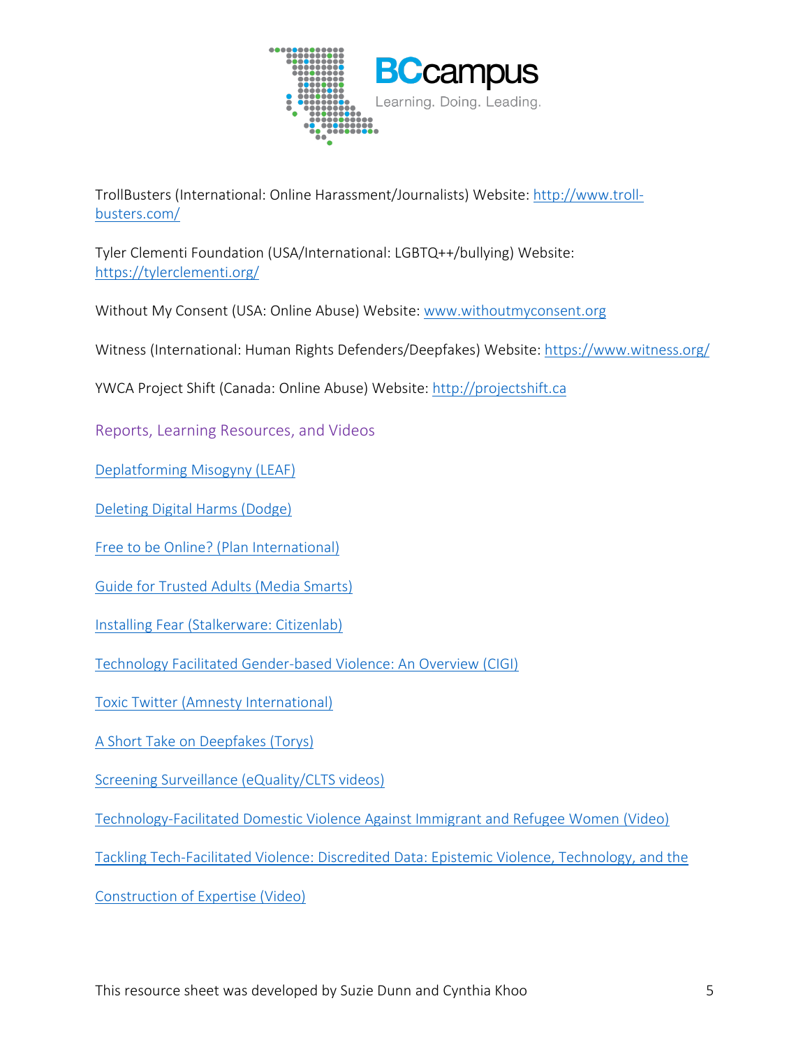TrollBusters (International: Online Harassment/Journalists) Website: http://www.troll-busters.com/

Tyler Clementi Foundation (USA/International: LGBTQ++/bullying) Website: https://tylerclementi.org/

Without My Consent (USA: Online Abuse) Website: www.withoutmyconsent.org

Witness (International: Human Rights Defenders/Deepfakes) Website: https://www.witness.org/

YWCA Project Shift (Canada: Online Abuse) Website: http://projectshift.ca

## Reports, Learning Resources, and Videos

Deplatforming Misogyny (LEAF)

Deleting Digital Harms (Dodge)

Free to be Online? (Plan International)

Guide for Trusted Adults (Media Smarts)

Installing Fear (Stalkerware: Citizenlab)

Technology Facilitated Gender-based Violence: An Overview (CIGI)

Toxic Twitter (Amnesty International)

A Short Take on Deepfakes (Torys)

Screening Surveillance (eQuality/CLTS videos)

Technology-Facilitated Domestic Violence Against Immigrant and Refugee Women (Video)

Tackling Tech-Facilitated Violence: Discredited Data: Epistemic Violence, Technology, and the Construction of Expertise (Video)

This resource sheet was developed by Suzie Dunn and Cynthia Khoo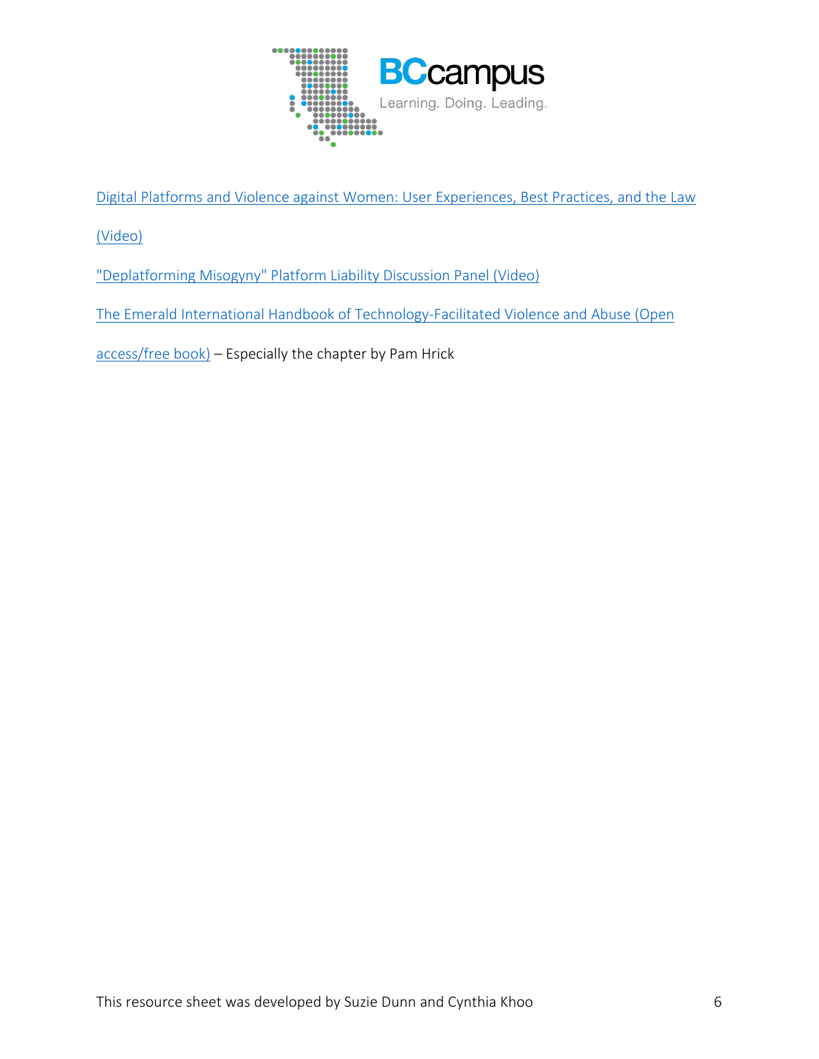[Digital Platforms and Violence against Women: User Experiences, Best Practices, and the Law (Video)]

["Deplatforming Misogyny" Platform Liability Discussion Panel (Video)]

[The Emerald International Handbook of Technology-Facilitated Violence and Abuse (Open access/free book)] – Especially the chapter by Pam Hrick

This resource sheet was developed by Suzie Dunn and Cynthia Khoo